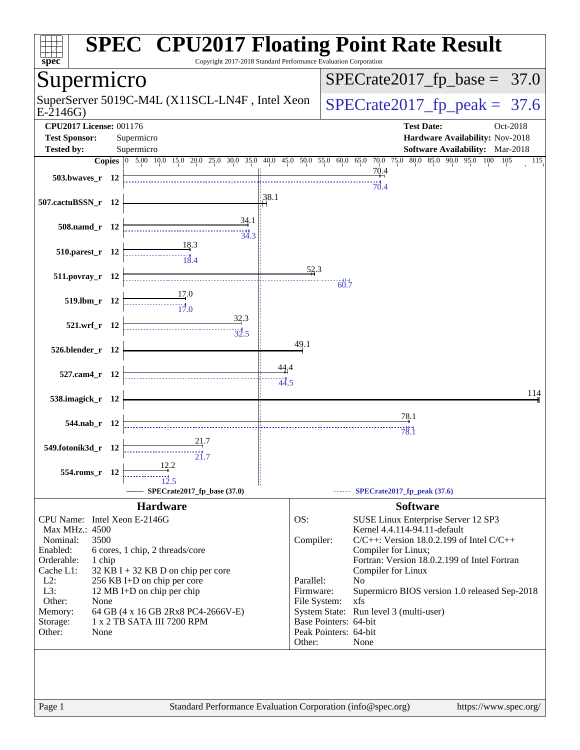# SPEC CPU2017 Floating Point Rate Result

Copyright 2017-2018 Standard Performance Evaluation Corporation

## Supermicro

SuperServer 5019C-M4L (X11SCL-LN4F , Intel Xeon E-2146G)

SPECrate2017_fp_base = 37.0

SPECrate2017_fp_peak = 37.6

**CPU2017 License:** 001176
**Test Sponsor:** Supermicro
**Tested by:** Supermicro

**Test Date:** Oct-2018
**Hardware Availability:** Nov-2018
**Software Availability:** Mar-2018

| Benchmark | Copies | Base | Peak |
|---|---|---|---|
| 503.bwaves_r | 12 | 70.4 | 70.4 |
| 507.cactuBSSN_r | 12 | 38.1 | |
| 508.namd_r | 12 | 34.1 | 34.3 |
| 510.parest_r | 12 | 18.3 | 18.4 |
| 511.povray_r | 12 | 52.3 | 60.7 |
| 519.lbm_r | 12 | 17.0 | 17.0 |
| 521.wrf_r | 12 | 32.3 | 32.5 |
| 526.blender_r | 12 | 49.1 | |
| 527.cam4_r | 12 | 44.4 | 44.5 |
| 538.imagick_r | 12 | 114 | |
| 544.nab_r | 12 | 78.1 | 78.1 |
| 549.fotonik3d_r | 12 | 21.7 | 21.7 |
| 554.roms_r | 12 | 12.2 | 12.5 |

SPECrate2017_fp_base (37.0) — SPECrate2017_fp_peak (37.6)

## Hardware

| | |
|---|---|
| CPU Name: | Intel Xeon E-2146G |
| Max MHz.: | 4500 |
| Nominal: | 3500 |
| Enabled: | 6 cores, 1 chip, 2 threads/core |
| Orderable: | 1 chip |
| Cache L1: | 32 KB I + 32 KB D on chip per core |
| L2: | 256 KB I+D on chip per core |
| L3: | 12 MB I+D on chip per chip |
| Other: | None |
| Memory: | 64 GB (4 x 16 GB 2Rx8 PC4-2666V-E) |
| Storage: | 1 x 2 TB SATA III 7200 RPM |
| Other: | None |

## Software

| | |
|---|---|
| OS: | SUSE Linux Enterprise Server 12 SP3 Kernel 4.4.114-94.11-default |
| Compiler: | C/C++: Version 18.0.2.199 of Intel C/C++ Compiler for Linux; Fortran: Version 18.0.2.199 of Intel Fortran Compiler for Linux |
| Parallel: | No |
| Firmware: | Supermicro BIOS version 1.0 released Sep-2018 |
| File System: | xfs |
| System State: | Run level 3 (multi-user) |
| Base Pointers: | 64-bit |
| Peak Pointers: | 64-bit |
| Other: | None |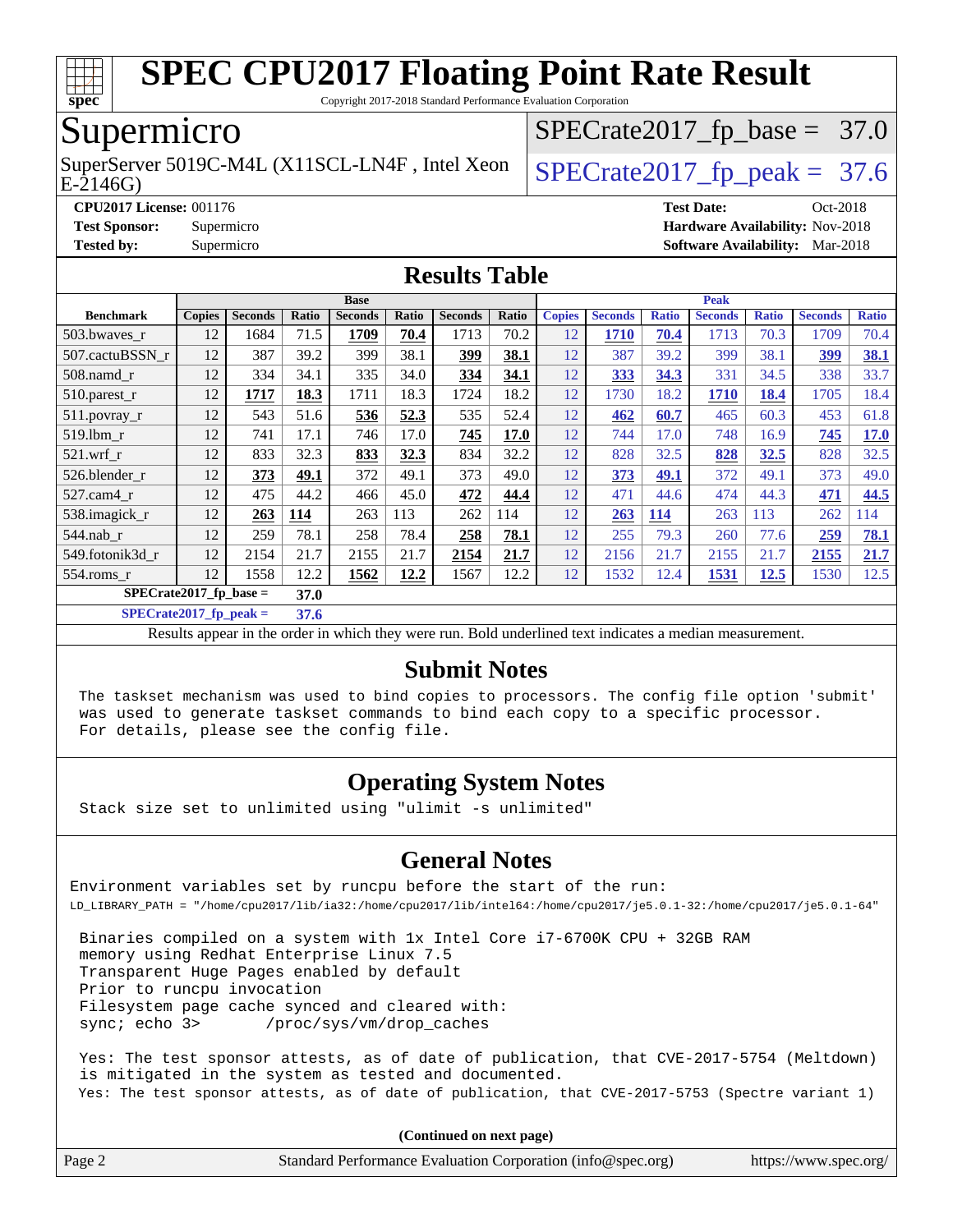# SPEC CPU2017 Floating Point Rate Result

Copyright 2017-2018 Standard Performance Evaluation Corporation

## Supermicro

SuperServer 5019C-M4L (X11SCL-LN4F , Intel Xeon E-2146G)

SPECrate2017_fp_base = 37.0

SPECrate2017_fp_peak = 37.6

**CPU2017 License:** 001176
**Test Sponsor:** Supermicro
**Tested by:** Supermicro

**Test Date:** Oct-2018
**Hardware Availability:** Nov-2018
**Software Availability:** Mar-2018

## Results Table

| | Base | | | | | | | Peak | | | | | | |
|---|---|---|---|---|---|---|---|---|---|---|---|---|---|---|
| **Benchmark** | **Copies** | **Seconds** | **Ratio** | **Seconds** | **Ratio** | **Seconds** | **Ratio** | **Copies** | **Seconds** | **Ratio** | **Seconds** | **Ratio** | **Seconds** | **Ratio** |
| 503.bwaves_r | 12 | 1684 | 71.5 | **1709** | **70.4** | 1713 | 70.2 | 12 | **1710** | **70.4** | 1713 | 70.3 | 1709 | 70.4 |
| 507.cactuBSSN_r | 12 | 387 | 39.2 | 399 | 38.1 | **399** | **38.1** | 12 | 387 | 39.2 | 399 | 38.1 | **399** | **38.1** |
| 508.namd_r | 12 | 334 | 34.1 | 335 | 34.0 | **334** | **34.1** | 12 | **333** | **34.3** | 331 | 34.5 | 338 | 33.7 |
| 510.parest_r | 12 | **1717** | **18.3** | 1711 | 18.3 | 1724 | 18.2 | 12 | 1730 | 18.2 | **1710** | **18.4** | 1705 | 18.4 |
| 511.povray_r | 12 | 543 | 51.6 | **536** | **52.3** | 535 | 52.4 | 12 | **462** | **60.7** | 465 | 60.3 | 453 | 61.8 |
| 519.lbm_r | 12 | 741 | 17.1 | 746 | 17.0 | **745** | **17.0** | 12 | 744 | 17.0 | 748 | 16.9 | **745** | **17.0** |
| 521.wrf_r | 12 | 833 | 32.3 | **833** | **32.3** | 834 | 32.2 | 12 | 828 | 32.5 | **828** | **32.5** | 828 | 32.5 |
| 526.blender_r | 12 | **373** | **49.1** | 372 | 49.1 | 373 | 49.0 | 12 | **373** | **49.1** | 372 | 49.1 | 373 | 49.0 |
| 527.cam4_r | 12 | 475 | 44.2 | 466 | 45.0 | **472** | **44.4** | 12 | 471 | 44.6 | 474 | 44.3 | **471** | **44.5** |
| 538.imagick_r | 12 | **263** | **114** | 263 | 113 | 262 | 114 | 12 | **263** | **114** | 263 | 113 | 262 | 114 |
| 544.nab_r | 12 | 259 | 78.1 | 258 | 78.4 | **258** | **78.1** | 12 | 255 | 79.3 | 260 | 77.6 | **259** | **78.1** |
| 549.fotonik3d_r | 12 | 2154 | 21.7 | 2155 | 21.7 | **2154** | **21.7** | 12 | 2156 | 21.7 | 2155 | 21.7 | **2155** | **21.7** |
| 554.roms_r | 12 | 1558 | 12.2 | **1562** | **12.2** | 1567 | 12.2 | 12 | 1532 | 12.4 | **1531** | **12.5** | 1530 | 12.5 |

**SPECrate2017_fp_base = 37.0**

**SPECrate2017_fp_peak = 37.6**

Results appear in the order in which they were run. Bold underlined text indicates a median measurement.

## Submit Notes

```
The taskset mechanism was used to bind copies to processors. The config file option 'submit'
was used to generate taskset commands to bind each copy to a specific processor.
For details, please see the config file.
```

## Operating System Notes

```
Stack size set to unlimited using "ulimit -s unlimited"
```

## General Notes

```
Environment variables set by runcpu before the start of the run:
LD_LIBRARY_PATH = "/home/cpu2017/lib/ia32:/home/cpu2017/lib/intel64:/home/cpu2017/je5.0.1-32:/home/cpu2017/je5.0.1-64"

 Binaries compiled on a system with 1x Intel Core i7-6700K CPU + 32GB RAM
 memory using Redhat Enterprise Linux 7.5
 Transparent Huge Pages enabled by default
 Prior to runcpu invocation
 Filesystem page cache synced and cleared with:
 sync; echo 3>       /proc/sys/vm/drop_caches

 Yes: The test sponsor attests, as of date of publication, that CVE-2017-5754 (Meltdown)
 is mitigated in the system as tested and documented.
 Yes: The test sponsor attests, as of date of publication, that CVE-2017-5753 (Spectre variant 1)
```

(Continued on next page)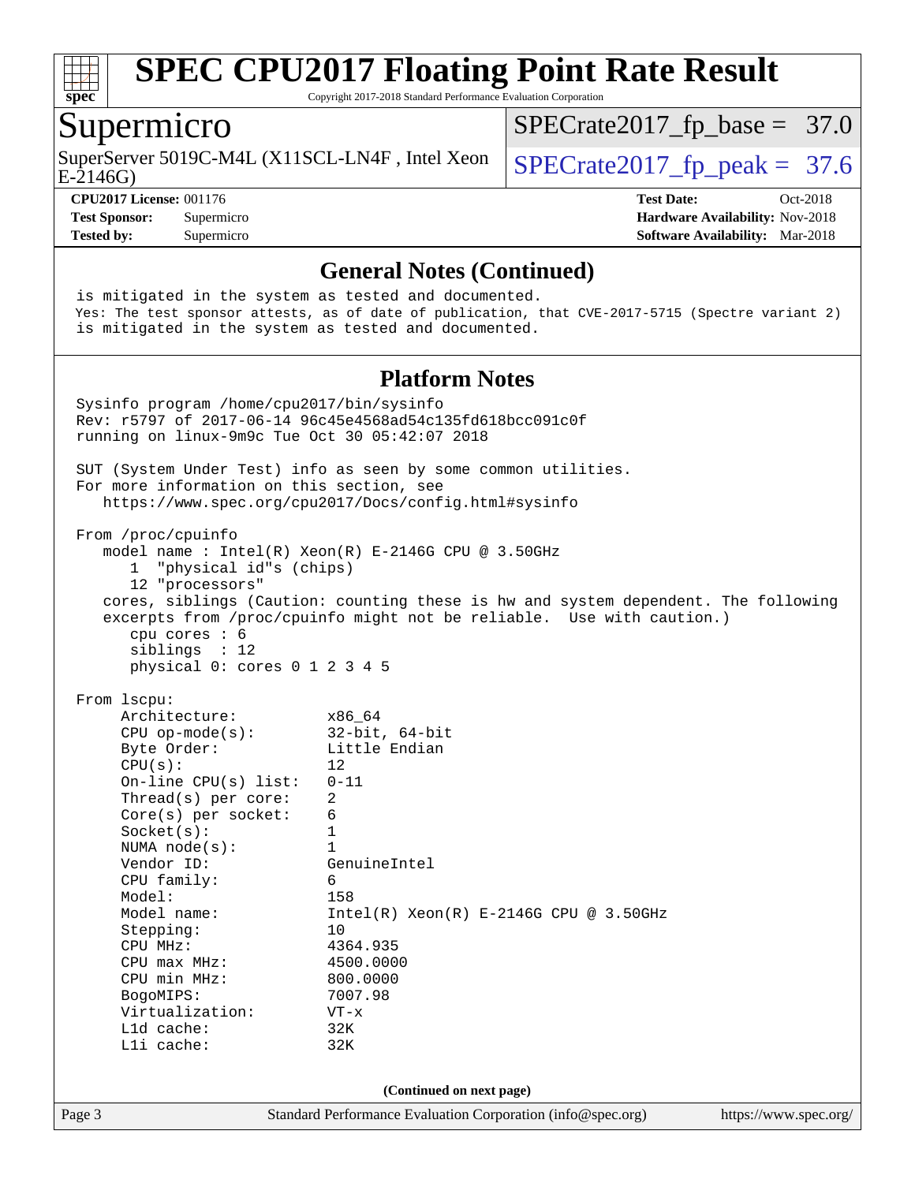# SPEC CPU2017 Floating Point Rate Result

Copyright 2017-2018 Standard Performance Evaluation Corporation

## Supermicro

SuperServer 5019C-M4L (X11SCL-LN4F , Intel Xeon E-2146G)

SPECrate2017_fp_base = 37.0

SPECrate2017_fp_peak = 37.6

**CPU2017 License:** 001176
**Test Sponsor:** Supermicro
**Tested by:** Supermicro

**Test Date:** Oct-2018
**Hardware Availability:** Nov-2018
**Software Availability:** Mar-2018

### General Notes (Continued)

```
is mitigated in the system as tested and documented.
Yes: The test sponsor attests, as of date of publication, that CVE-2017-5715 (Spectre variant 2)
is mitigated in the system as tested and documented.
```

### Platform Notes

```
Sysinfo program /home/cpu2017/bin/sysinfo
Rev: r5797 of 2017-06-14 96c45e4568ad54c135fd618bcc091c0f
running on linux-9m9c Tue Oct 30 05:42:07 2018

SUT (System Under Test) info as seen by some common utilities.
For more information on this section, see
   https://www.spec.org/cpu2017/Docs/config.html#sysinfo

From /proc/cpuinfo
   model name : Intel(R) Xeon(R) E-2146G CPU @ 3.50GHz
      1  "physical id"s (chips)
      12 "processors"
   cores, siblings (Caution: counting these is hw and system dependent. The following
   excerpts from /proc/cpuinfo might not be reliable.  Use with caution.)
      cpu cores : 6
      siblings  : 12
      physical 0: cores 0 1 2 3 4 5

From lscpu:
     Architecture:          x86_64
     CPU op-mode(s):        32-bit, 64-bit
     Byte Order:            Little Endian
     CPU(s):                12
     On-line CPU(s) list:   0-11
     Thread(s) per core:    2
     Core(s) per socket:    6
     Socket(s):             1
     NUMA node(s):          1
     Vendor ID:             GenuineIntel
     CPU family:            6
     Model:                 158
     Model name:            Intel(R) Xeon(R) E-2146G CPU @ 3.50GHz
     Stepping:              10
     CPU MHz:               4364.935
     CPU max MHz:           4500.0000
     CPU min MHz:           800.0000
     BogoMIPS:              7007.98
     Virtualization:        VT-x
     L1d cache:             32K
     L1i cache:             32K
```

(Continued on next page)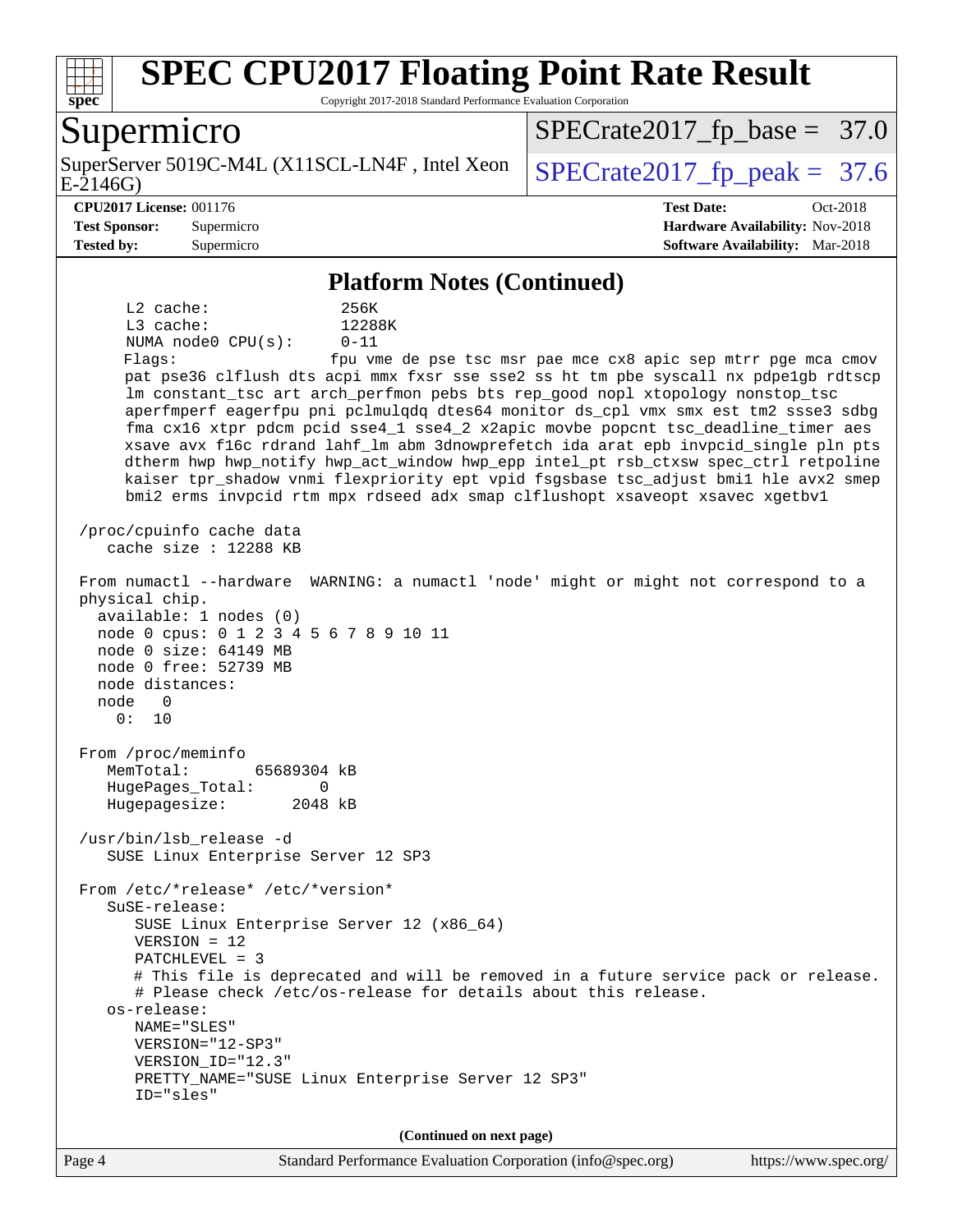## Platform Notes (Continued)

```
      L2 cache:              256K
      L3 cache:              12288K
      NUMA node0 CPU(s):     0-11
      Flags:                 fpu vme de pse tsc msr pae mce cx8 apic sep mtrr pge mca cmov
      pat pse36 clflush dts acpi mmx fxsr sse sse2 ss ht tm pbe syscall nx pdpe1gb rdtscp
      lm constant_tsc art arch_perfmon pebs bts rep_good nopl xtopology nonstop_tsc
      aperfmperf eagerfpu pni pclmulqdq dtes64 monitor ds_cpl vmx smx est tm2 ssse3 sdbg
      fma cx16 xtpr pdcm pcid sse4_1 sse4_2 x2apic movbe popcnt tsc_deadline_timer aes
      xsave avx f16c rdrand lahf_lm abm 3dnowprefetch ida arat epb invpcid_single pln pts
      dtherm hwp hwp_notify hwp_act_window hwp_epp intel_pt rsb_ctxsw spec_ctrl retpoline
      kaiser tpr_shadow vnmi flexpriority ept vpid fsgsbase tsc_adjust bmi1 hle avx2 smep
      bmi2 erms invpcid rtm mpx rdseed adx smap clflushopt xsaveopt xsavec xgetbv1

 /proc/cpuinfo cache data
    cache size : 12288 KB

 From numactl --hardware  WARNING: a numactl 'node' might or might not correspond to a
 physical chip.
   available: 1 nodes (0)
   node 0 cpus: 0 1 2 3 4 5 6 7 8 9 10 11
   node 0 size: 64149 MB
   node 0 free: 52739 MB
   node distances:
   node   0
     0:  10

 From /proc/meminfo
    MemTotal:       65689304 kB
    HugePages_Total:       0
    Hugepagesize:       2048 kB

 /usr/bin/lsb_release -d
    SUSE Linux Enterprise Server 12 SP3

 From /etc/*release* /etc/*version*
    SuSE-release:
       SUSE Linux Enterprise Server 12 (x86_64)
       VERSION = 12
       PATCHLEVEL = 3
       # This file is deprecated and will be removed in a future service pack or release.
       # Please check /etc/os-release for details about this release.
    os-release:
       NAME="SLES"
       VERSION="12-SP3"
       VERSION_ID="12.3"
       PRETTY_NAME="SUSE Linux Enterprise Server 12 SP3"
       ID="sles"
```

**(Continued on next page)**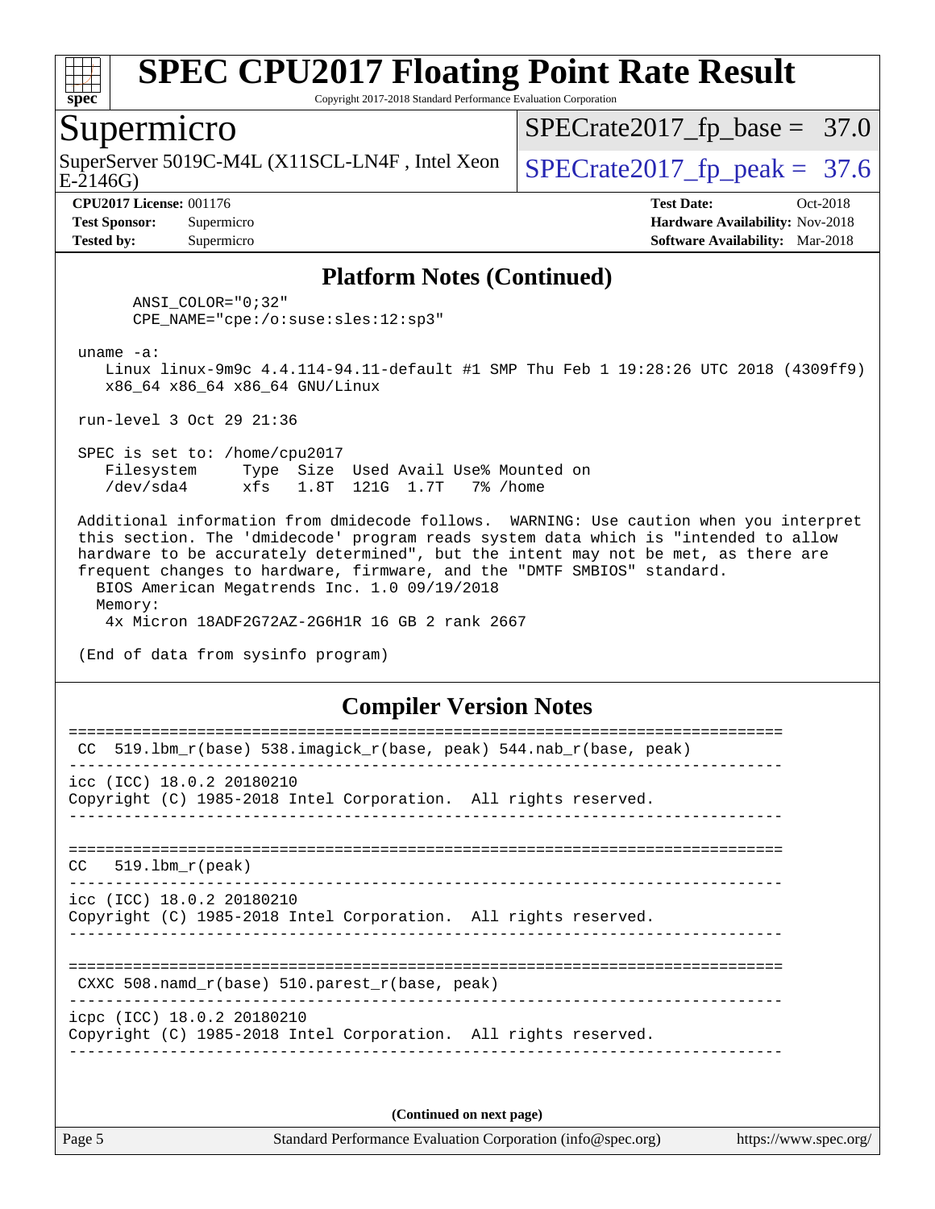# SPEC CPU2017 Floating Point Rate Result

Copyright 2017-2018 Standard Performance Evaluation Corporation

## Supermicro

SuperServer 5019C-M4L (X11SCL-LN4F , Intel Xeon E-2146G)

SPECrate2017_fp_base = 37.0

SPECrate2017_fp_peak = 37.6

**CPU2017 License:** 001176
**Test Sponsor:** Supermicro
**Tested by:** Supermicro

**Test Date:** Oct-2018
**Hardware Availability:** Nov-2018
**Software Availability:** Mar-2018

### Platform Notes (Continued)

```
      ANSI_COLOR="0;32"
      CPE_NAME="cpe:/o:suse:sles:12:sp3"

 uname -a:
    Linux linux-9m9c 4.4.114-94.11-default #1 SMP Thu Feb 1 19:28:26 UTC 2018 (4309ff9)
    x86_64 x86_64 x86_64 GNU/Linux

 run-level 3 Oct 29 21:36

 SPEC is set to: /home/cpu2017
    Filesystem     Type  Size  Used Avail Use% Mounted on
    /dev/sda4      xfs   1.8T  121G  1.7T   7% /home

 Additional information from dmidecode follows.  WARNING: Use caution when you interpret
 this section. The 'dmidecode' program reads system data which is "intended to allow
 hardware to be accurately determined", but the intent may not be met, as there are
 frequent changes to hardware, firmware, and the "DMTF SMBIOS" standard.
   BIOS American Megatrends Inc. 1.0 09/19/2018
   Memory:
     4x Micron 18ADF2G72AZ-2G6H1R 16 GB 2 rank 2667

 (End of data from sysinfo program)
```

### Compiler Version Notes

```
==============================================================================
 CC  519.lbm_r(base) 538.imagick_r(base, peak) 544.nab_r(base, peak)
------------------------------------------------------------------------------
icc (ICC) 18.0.2 20180210
Copyright (C) 1985-2018 Intel Corporation.  All rights reserved.
------------------------------------------------------------------------------

==============================================================================
CC   519.lbm_r(peak)
------------------------------------------------------------------------------
icc (ICC) 18.0.2 20180210
Copyright (C) 1985-2018 Intel Corporation.  All rights reserved.
------------------------------------------------------------------------------

==============================================================================
 CXXC 508.namd_r(base) 510.parest_r(base, peak)
------------------------------------------------------------------------------
icpc (ICC) 18.0.2 20180210
Copyright (C) 1985-2018 Intel Corporation.  All rights reserved.
------------------------------------------------------------------------------
```

(Continued on next page)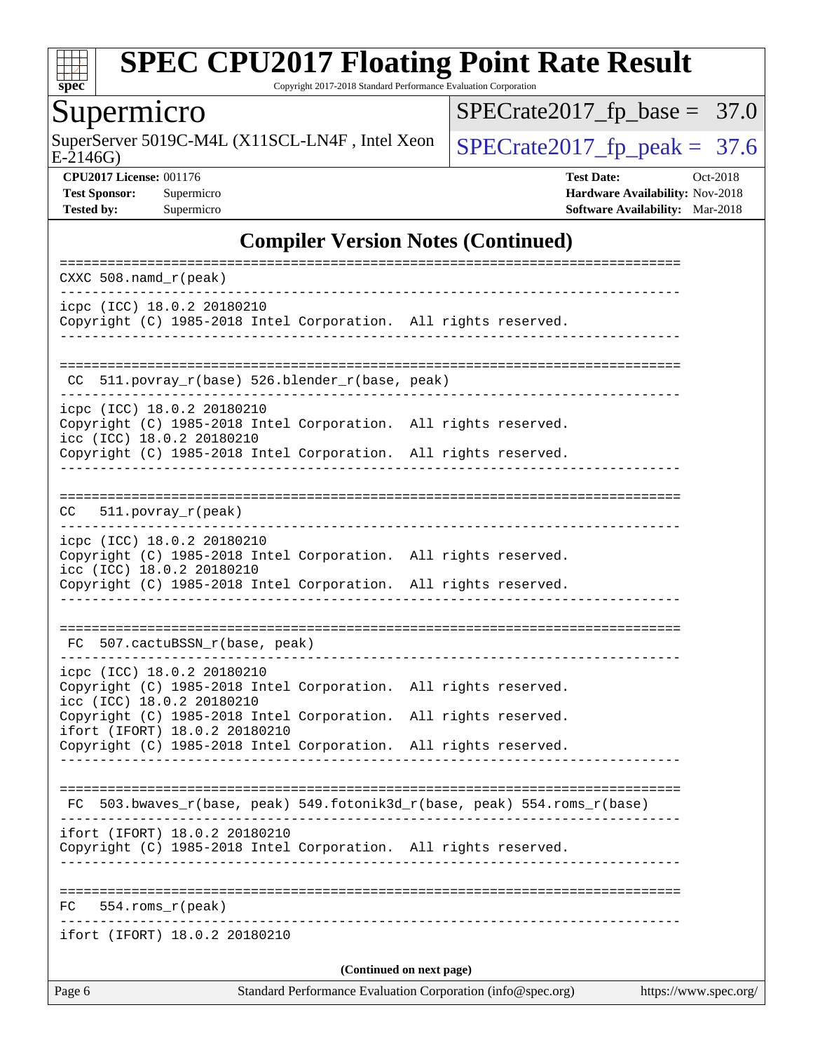# Compiler Version Notes (Continued)

```
==============================================================================
CXXC 508.namd_r(peak)
------------------------------------------------------------------------------
icpc (ICC) 18.0.2 20180210
Copyright (C) 1985-2018 Intel Corporation.  All rights reserved.
------------------------------------------------------------------------------

==============================================================================
 CC  511.povray_r(base) 526.blender_r(base, peak)
------------------------------------------------------------------------------
icpc (ICC) 18.0.2 20180210
Copyright (C) 1985-2018 Intel Corporation.  All rights reserved.
icc (ICC) 18.0.2 20180210
Copyright (C) 1985-2018 Intel Corporation.  All rights reserved.
------------------------------------------------------------------------------

==============================================================================
CC   511.povray_r(peak)
------------------------------------------------------------------------------
icpc (ICC) 18.0.2 20180210
Copyright (C) 1985-2018 Intel Corporation.  All rights reserved.
icc (ICC) 18.0.2 20180210
Copyright (C) 1985-2018 Intel Corporation.  All rights reserved.
------------------------------------------------------------------------------

==============================================================================
 FC  507.cactuBSSN_r(base, peak)
------------------------------------------------------------------------------
icpc (ICC) 18.0.2 20180210
Copyright (C) 1985-2018 Intel Corporation.  All rights reserved.
icc (ICC) 18.0.2 20180210
Copyright (C) 1985-2018 Intel Corporation.  All rights reserved.
ifort (IFORT) 18.0.2 20180210
Copyright (C) 1985-2018 Intel Corporation.  All rights reserved.
------------------------------------------------------------------------------

==============================================================================
 FC  503.bwaves_r(base, peak) 549.fotonik3d_r(base, peak) 554.roms_r(base)
------------------------------------------------------------------------------
ifort (IFORT) 18.0.2 20180210
Copyright (C) 1985-2018 Intel Corporation.  All rights reserved.
------------------------------------------------------------------------------

==============================================================================
FC   554.roms_r(peak)
------------------------------------------------------------------------------
ifort (IFORT) 18.0.2 20180210
```

(Continued on next page)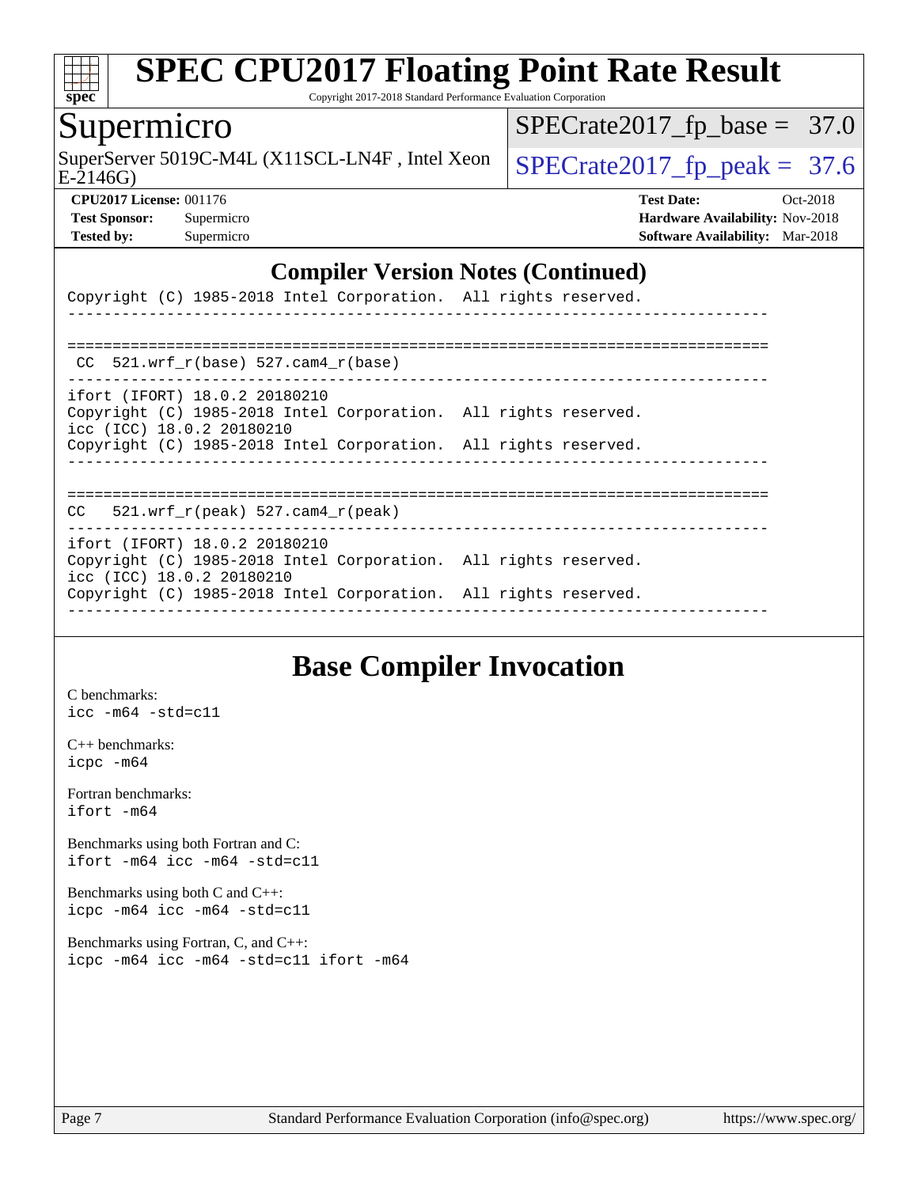# SPEC CPU2017 Floating Point Rate Result

Copyright 2017-2018 Standard Performance Evaluation Corporation

## Supermicro

SuperServer 5019C-M4L (X11SCL-LN4F , Intel Xeon E-2146G)

SPECrate2017_fp_base = 37.0

SPECrate2017_fp_peak = 37.6

**CPU2017 License:** 001176
**Test Sponsor:** Supermicro
**Tested by:** Supermicro

**Test Date:** Oct-2018
**Hardware Availability:** Nov-2018
**Software Availability:** Mar-2018

## Compiler Version Notes (Continued)

```
Copyright (C) 1985-2018 Intel Corporation.  All rights reserved.
------------------------------------------------------------------------------

==============================================================================
 CC  521.wrf_r(base) 527.cam4_r(base)
------------------------------------------------------------------------------
ifort (IFORT) 18.0.2 20180210
Copyright (C) 1985-2018 Intel Corporation.  All rights reserved.
icc (ICC) 18.0.2 20180210
Copyright (C) 1985-2018 Intel Corporation.  All rights reserved.
------------------------------------------------------------------------------

==============================================================================
CC   521.wrf_r(peak) 527.cam4_r(peak)
------------------------------------------------------------------------------
ifort (IFORT) 18.0.2 20180210
Copyright (C) 1985-2018 Intel Corporation.  All rights reserved.
icc (ICC) 18.0.2 20180210
Copyright (C) 1985-2018 Intel Corporation.  All rights reserved.
------------------------------------------------------------------------------
```

## Base Compiler Invocation

C benchmarks:
icc -m64 -std=c11

C++ benchmarks:
icpc -m64

Fortran benchmarks:
ifort -m64

Benchmarks using both Fortran and C:
ifort -m64 icc -m64 -std=c11

Benchmarks using both C and C++:
icpc -m64 icc -m64 -std=c11

Benchmarks using Fortran, C, and C++:
icpc -m64 icc -m64 -std=c11 ifort -m64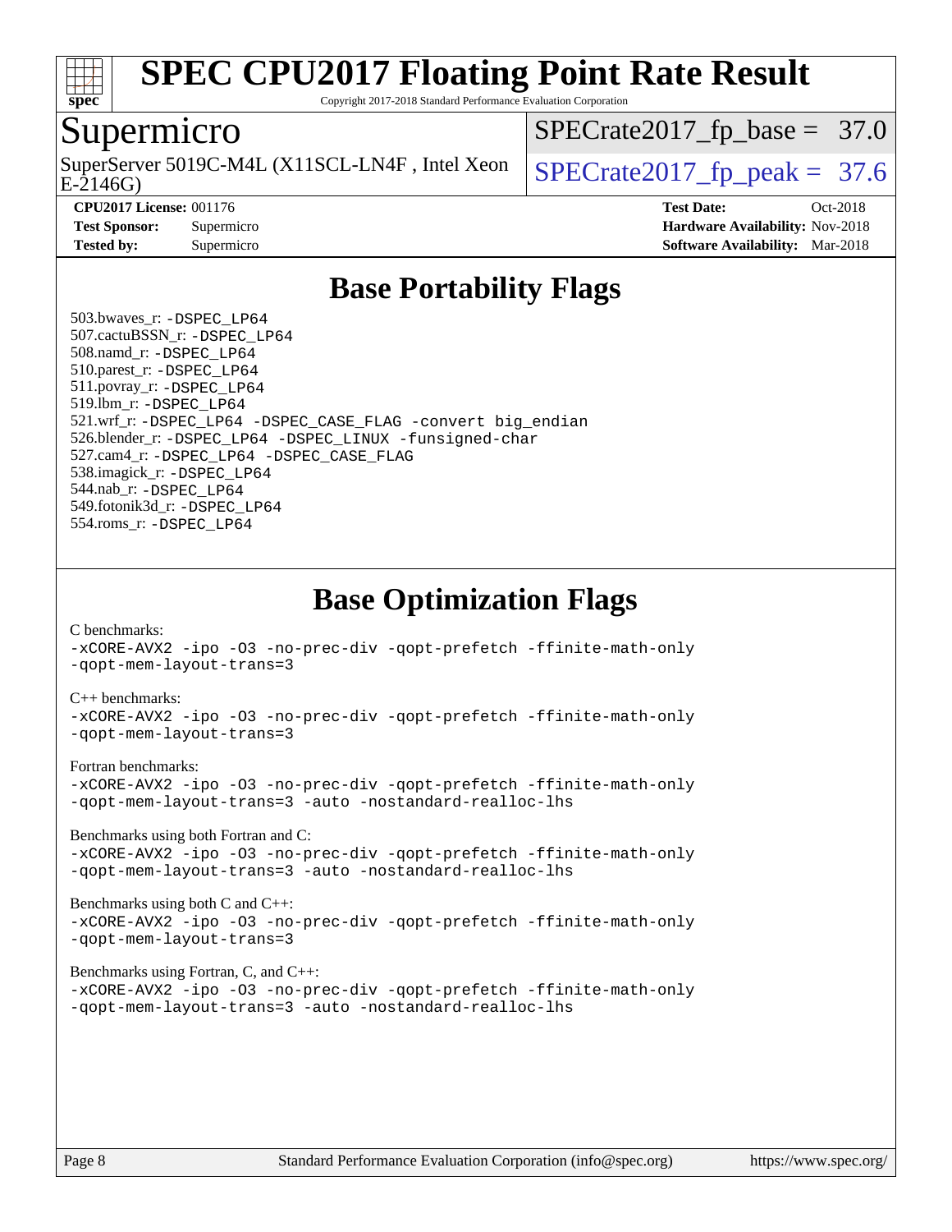# SPEC CPU2017 Floating Point Rate Result

Copyright 2017-2018 Standard Performance Evaluation Corporation

## Supermicro

SuperServer 5019C-M4L (X11SCL-LN4F , Intel Xeon E-2146G)

SPECrate2017_fp_base = 37.0

SPECrate2017_fp_peak = 37.6

**CPU2017 License:** 001176
**Test Sponsor:** Supermicro
**Tested by:** Supermicro

**Test Date:** Oct-2018
**Hardware Availability:** Nov-2018
**Software Availability:** Mar-2018

## Base Portability Flags

503.bwaves_r: -DSPEC_LP64
507.cactuBSSN_r: -DSPEC_LP64
508.namd_r: -DSPEC_LP64
510.parest_r: -DSPEC_LP64
511.povray_r: -DSPEC_LP64
519.lbm_r: -DSPEC_LP64
521.wrf_r: -DSPEC_LP64 -DSPEC_CASE_FLAG -convert big_endian
526.blender_r: -DSPEC_LP64 -DSPEC_LINUX -funsigned-char
527.cam4_r: -DSPEC_LP64 -DSPEC_CASE_FLAG
538.imagick_r: -DSPEC_LP64
544.nab_r: -DSPEC_LP64
549.fotonik3d_r: -DSPEC_LP64
554.roms_r: -DSPEC_LP64

## Base Optimization Flags

C benchmarks:
-xCORE-AVX2 -ipo -O3 -no-prec-div -qopt-prefetch -ffinite-math-only
-qopt-mem-layout-trans=3

C++ benchmarks:
-xCORE-AVX2 -ipo -O3 -no-prec-div -qopt-prefetch -ffinite-math-only
-qopt-mem-layout-trans=3

Fortran benchmarks:
-xCORE-AVX2 -ipo -O3 -no-prec-div -qopt-prefetch -ffinite-math-only
-qopt-mem-layout-trans=3 -auto -nostandard-realloc-lhs

Benchmarks using both Fortran and C:
-xCORE-AVX2 -ipo -O3 -no-prec-div -qopt-prefetch -ffinite-math-only
-qopt-mem-layout-trans=3 -auto -nostandard-realloc-lhs

Benchmarks using both C and C++:
-xCORE-AVX2 -ipo -O3 -no-prec-div -qopt-prefetch -ffinite-math-only
-qopt-mem-layout-trans=3

Benchmarks using Fortran, C, and C++:
-xCORE-AVX2 -ipo -O3 -no-prec-div -qopt-prefetch -ffinite-math-only
-qopt-mem-layout-trans=3 -auto -nostandard-realloc-lhs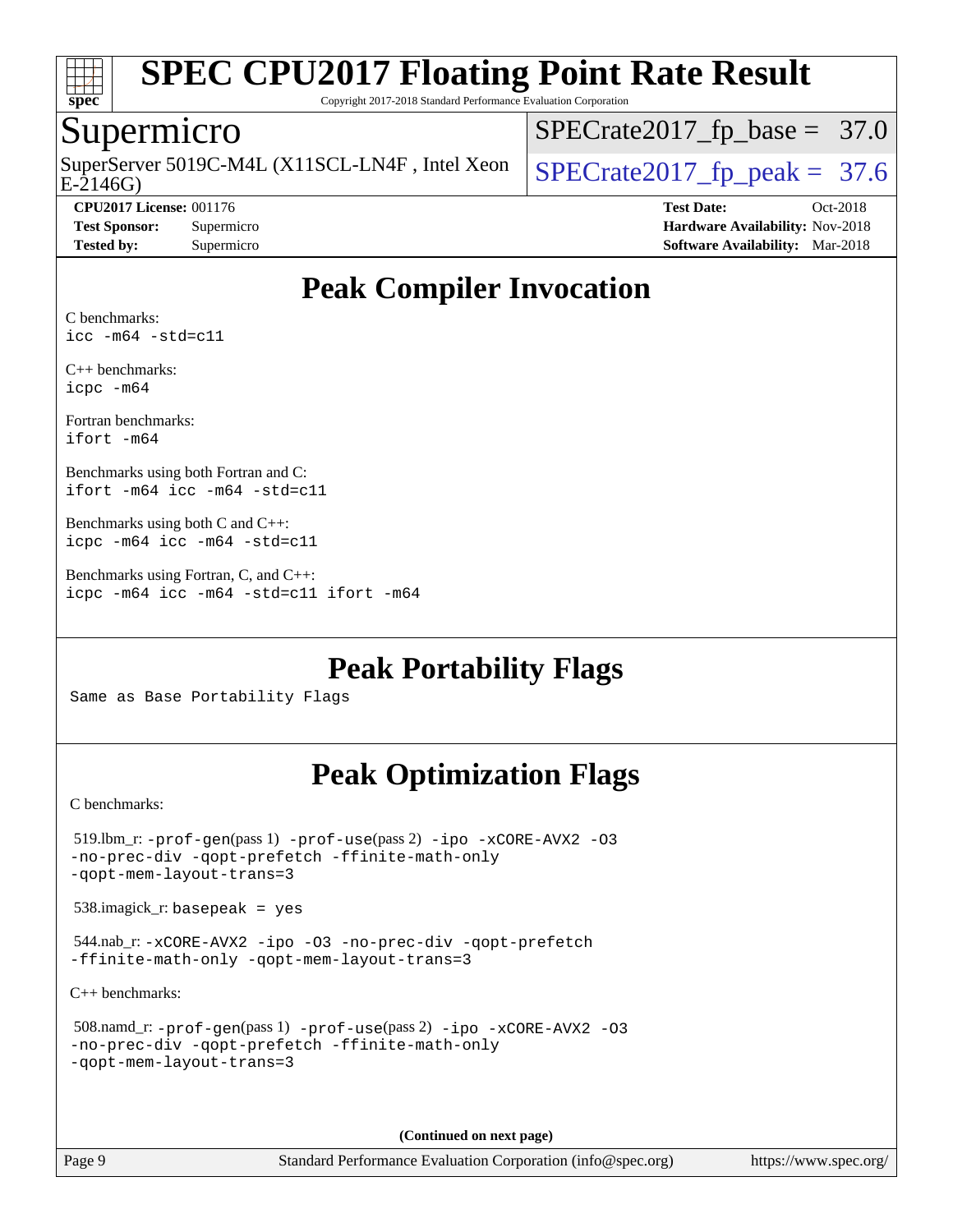# SPEC CPU2017 Floating Point Rate Result

Copyright 2017-2018 Standard Performance Evaluation Corporation

## Supermicro

SuperServer 5019C-M4L (X11SCL-LN4F , Intel Xeon E-2146G)

SPECrate2017_fp_base = 37.0

SPECrate2017_fp_peak = 37.6

**CPU2017 License:** 001176
**Test Sponsor:** Supermicro
**Tested by:** Supermicro

**Test Date:** Oct-2018
**Hardware Availability:** Nov-2018
**Software Availability:** Mar-2018

## Peak Compiler Invocation

C benchmarks:
```
icc -m64 -std=c11
```

C++ benchmarks:
```
icpc -m64
```

Fortran benchmarks:
```
ifort -m64
```

Benchmarks using both Fortran and C:
```
ifort -m64 icc -m64 -std=c11
```

Benchmarks using both C and C++:
```
icpc -m64 icc -m64 -std=c11
```

Benchmarks using Fortran, C, and C++:
```
icpc -m64 icc -m64 -std=c11 ifort -m64
```

## Peak Portability Flags

Same as Base Portability Flags

## Peak Optimization Flags

C benchmarks:

519.lbm_r: -prof-gen(pass 1) -prof-use(pass 2) -ipo -xCORE-AVX2 -O3 -no-prec-div -qopt-prefetch -ffinite-math-only -qopt-mem-layout-trans=3

538.imagick_r: basepeak = yes

544.nab_r: -xCORE-AVX2 -ipo -O3 -no-prec-div -qopt-prefetch -ffinite-math-only -qopt-mem-layout-trans=3

C++ benchmarks:

508.namd_r: -prof-gen(pass 1) -prof-use(pass 2) -ipo -xCORE-AVX2 -O3 -no-prec-div -qopt-prefetch -ffinite-math-only -qopt-mem-layout-trans=3

**(Continued on next page)**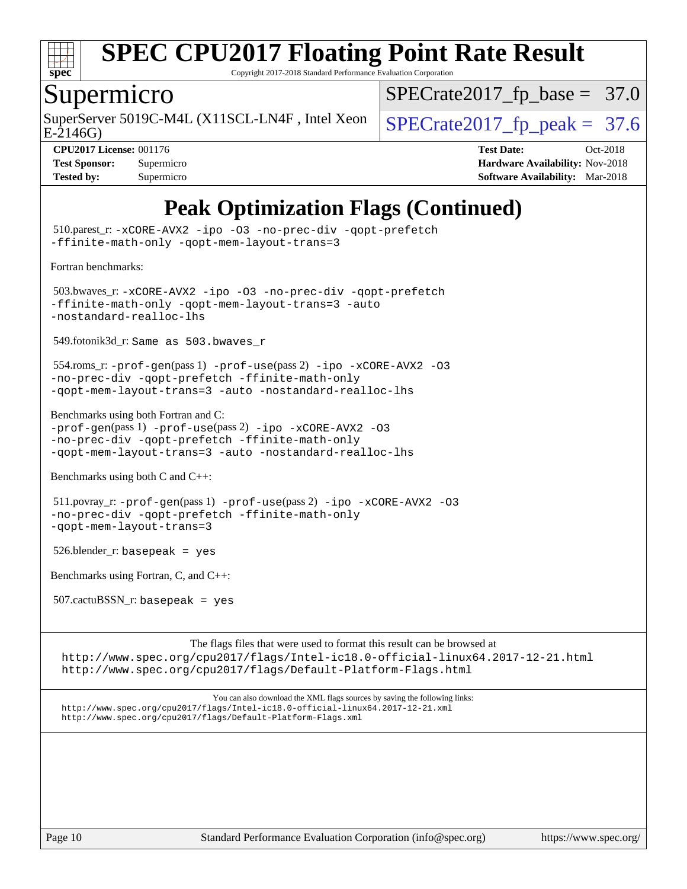# Peak Optimization Flags (Continued)

510.parest_r: -xCORE-AVX2 -ipo -O3 -no-prec-div -qopt-prefetch -ffinite-math-only -qopt-mem-layout-trans=3

Fortran benchmarks:

503.bwaves_r: -xCORE-AVX2 -ipo -O3 -no-prec-div -qopt-prefetch -ffinite-math-only -qopt-mem-layout-trans=3 -auto -nostandard-realloc-lhs

549.fotonik3d_r: Same as 503.bwaves_r

554.roms_r: -prof-gen(pass 1) -prof-use(pass 2) -ipo -xCORE-AVX2 -O3 -no-prec-div -qopt-prefetch -ffinite-math-only -qopt-mem-layout-trans=3 -auto -nostandard-realloc-lhs

Benchmarks using both Fortran and C:
-prof-gen(pass 1) -prof-use(pass 2) -ipo -xCORE-AVX2 -O3 -no-prec-div -qopt-prefetch -ffinite-math-only -qopt-mem-layout-trans=3 -auto -nostandard-realloc-lhs

Benchmarks using both C and C++:

511.povray_r: -prof-gen(pass 1) -prof-use(pass 2) -ipo -xCORE-AVX2 -O3 -no-prec-div -qopt-prefetch -ffinite-math-only -qopt-mem-layout-trans=3

526.blender_r: basepeak = yes

Benchmarks using Fortran, C, and C++:

507.cactuBSSN_r: basepeak = yes

The flags files that were used to format this result can be browsed at
http://www.spec.org/cpu2017/flags/Intel-ic18.0-official-linux64.2017-12-21.html
http://www.spec.org/cpu2017/flags/Default-Platform-Flags.html

You can also download the XML flags sources by saving the following links:
http://www.spec.org/cpu2017/flags/Intel-ic18.0-official-linux64.2017-12-21.xml
http://www.spec.org/cpu2017/flags/Default-Platform-Flags.xml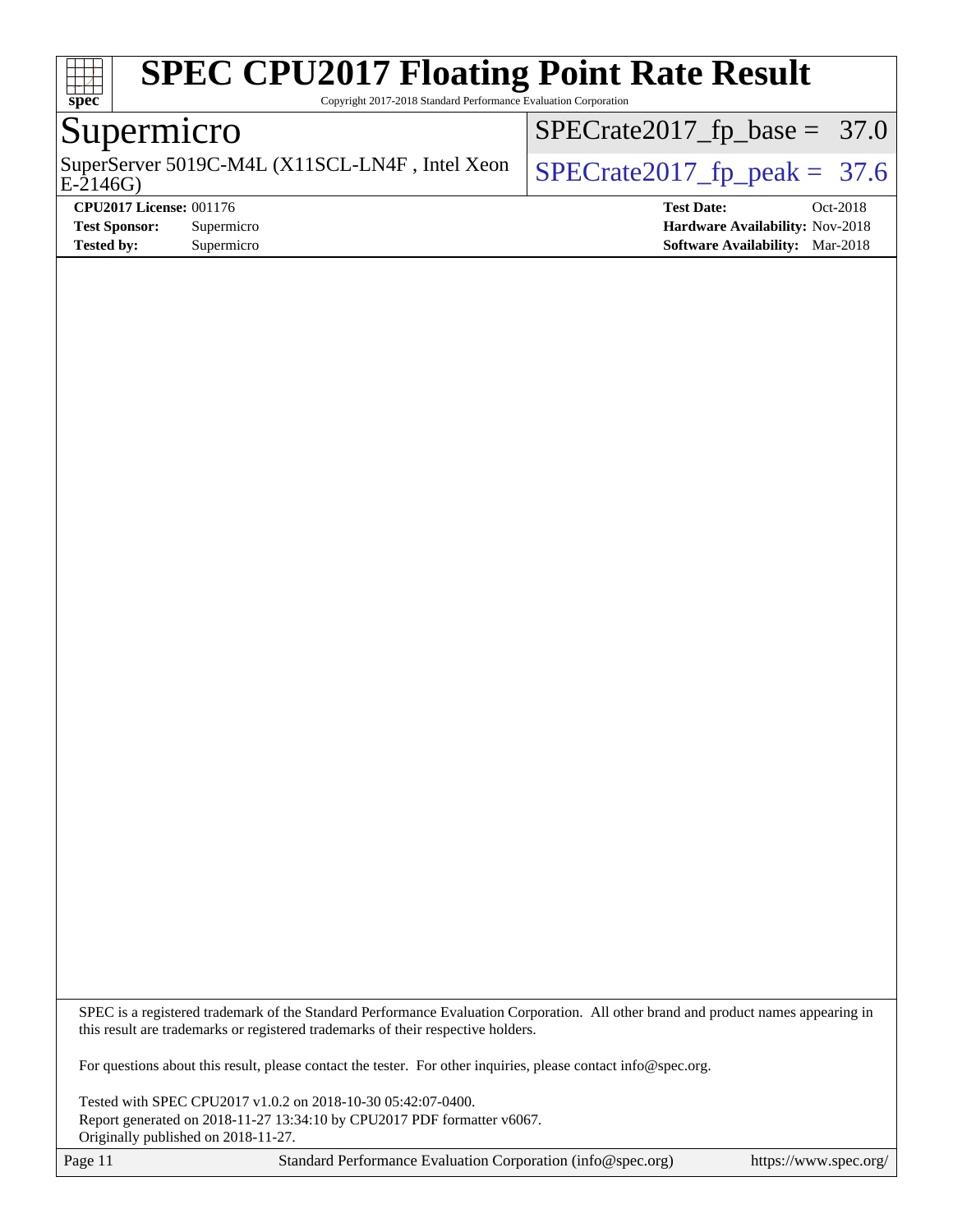SPEC is a registered trademark of the Standard Performance Evaluation Corporation. All other brand and product names appearing in this result are trademarks or registered trademarks of their respective holders.

For questions about this result, please contact the tester. For other inquiries, please contact info@spec.org.

Tested with SPEC CPU2017 v1.0.2 on 2018-10-30 05:42:07-0400.
Report generated on 2018-11-27 13:34:10 by CPU2017 PDF formatter v6067.
Originally published on 2018-11-27.